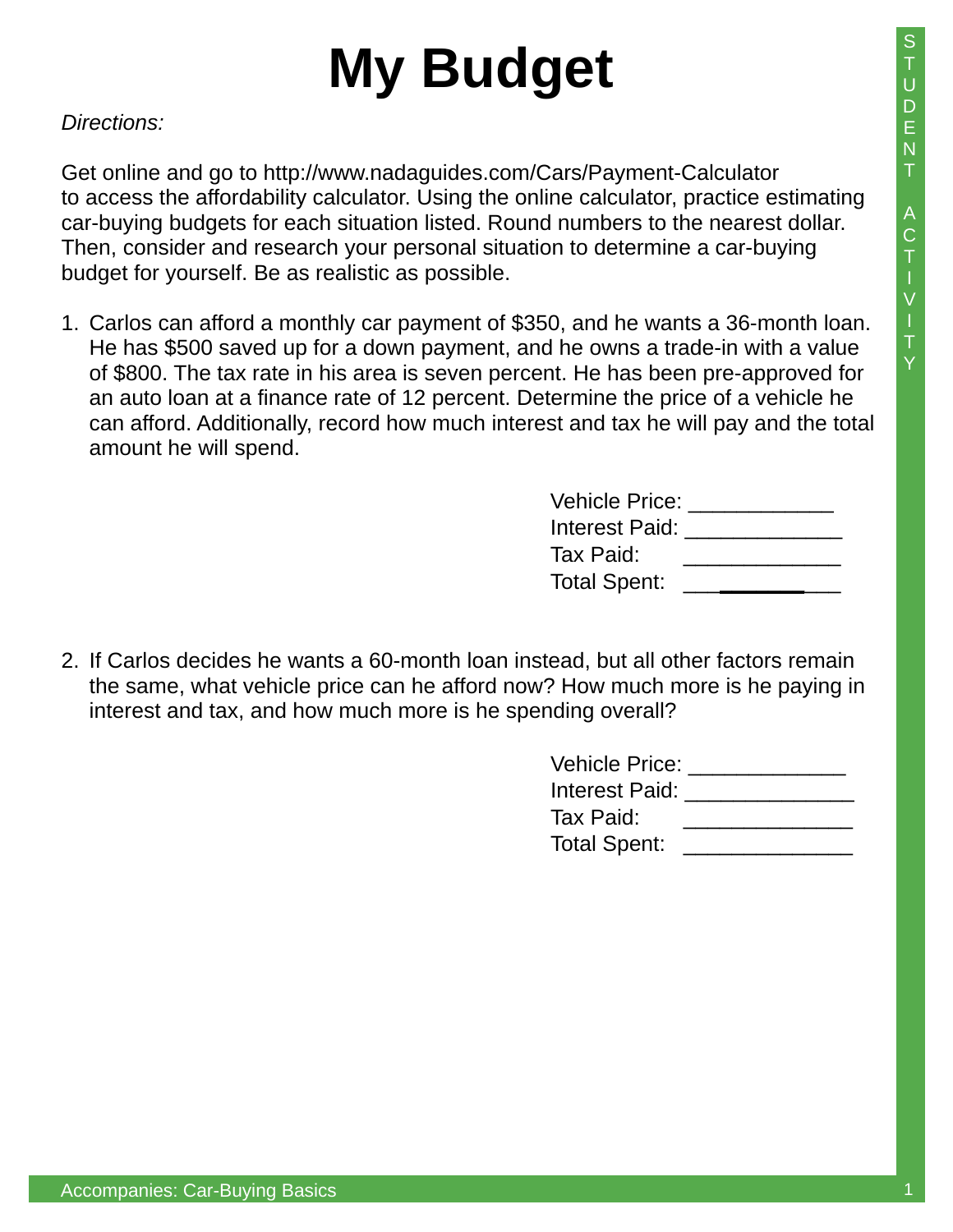# My Budget

*Directions:*

Get online and go to http://www.nadaguides.com/Cars/Payment-Calculator to access the affordability calculator. Using the online calculator, practice estimating car-buying budgets for each situation listed. Round numbers to the nearest dollar. Then, consider and research your personal situation to determine a car-buying budget for yourself. Be as realistic as possible.

1. Carlos can afford a monthly car payment of $350, and he wants a 36-month loan. He has $500 saved up for a down payment, and he owns a trade-in with a value of $800. The tax rate in his area is seven percent. He has been pre-approved for an auto loan at a finance rate of 12 percent. Determine the price of a vehicle he can afford. Additionally, record how much interest and tax he will pay and the total amount he will spend.

   Vehicle Price: ____________
   Interest Paid: _____________
   Tax Paid: _____________
   Total Spent: _____________

2. If Carlos decides he wants a 60-month loan instead, but all other factors remain the same, what vehicle price can he afford now? How much more is he paying in interest and tax, and how much more is he spending overall?

   Vehicle Price: _____________
   Interest Paid: ______________
   Tax Paid: ______________
   Total Spent: ______________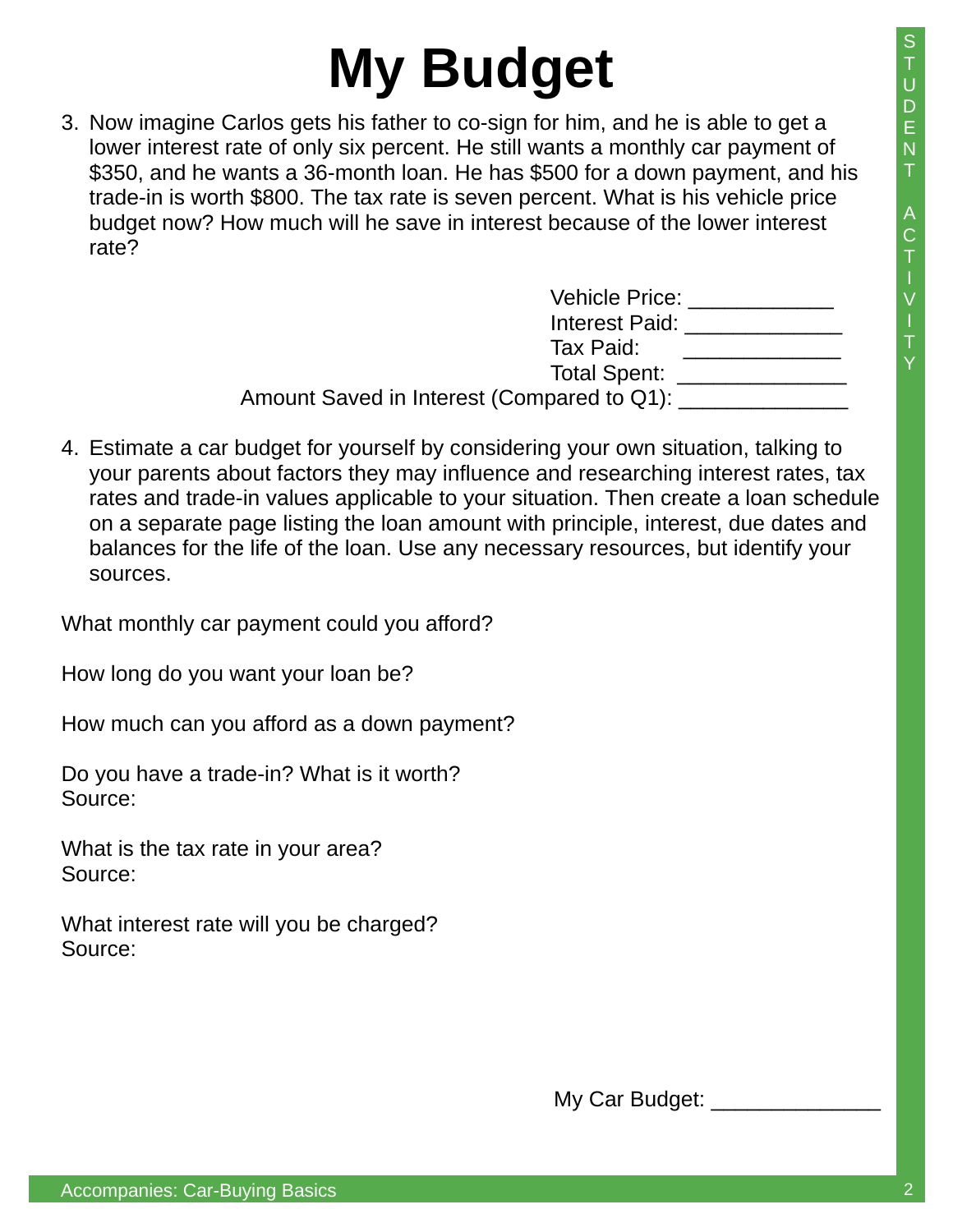# My Budget

3. Now imagine Carlos gets his father to co-sign for him, and he is able to get a lower interest rate of only six percent. He still wants a monthly car payment of $350, and he wants a 36-month loan. He has $500 for a down payment, and his trade-in is worth $800. The tax rate is seven percent. What is his vehicle price budget now? How much will he save in interest because of the lower interest rate?

Vehicle Price: ___________
Interest Paid: ____________
Tax Paid: ____________
Total Spent: _____________
Amount Saved in Interest (Compared to Q1): _____________

4. Estimate a car budget for yourself by considering your own situation, talking to your parents about factors they may influence and researching interest rates, tax rates and trade-in values applicable to your situation. Then create a loan schedule on a separate page listing the loan amount with principle, interest, due dates and balances for the life of the loan. Use any necessary resources, but identify your sources.

What monthly car payment could you afford?

How long do you want your loan be?

How much can you afford as a down payment?

Do you have a trade-in? What is it worth?
Source:

What is the tax rate in your area?
Source:

What interest rate will you be charged?
Source:

My Car Budget: _____________

Accompanies: Car-Buying Basics